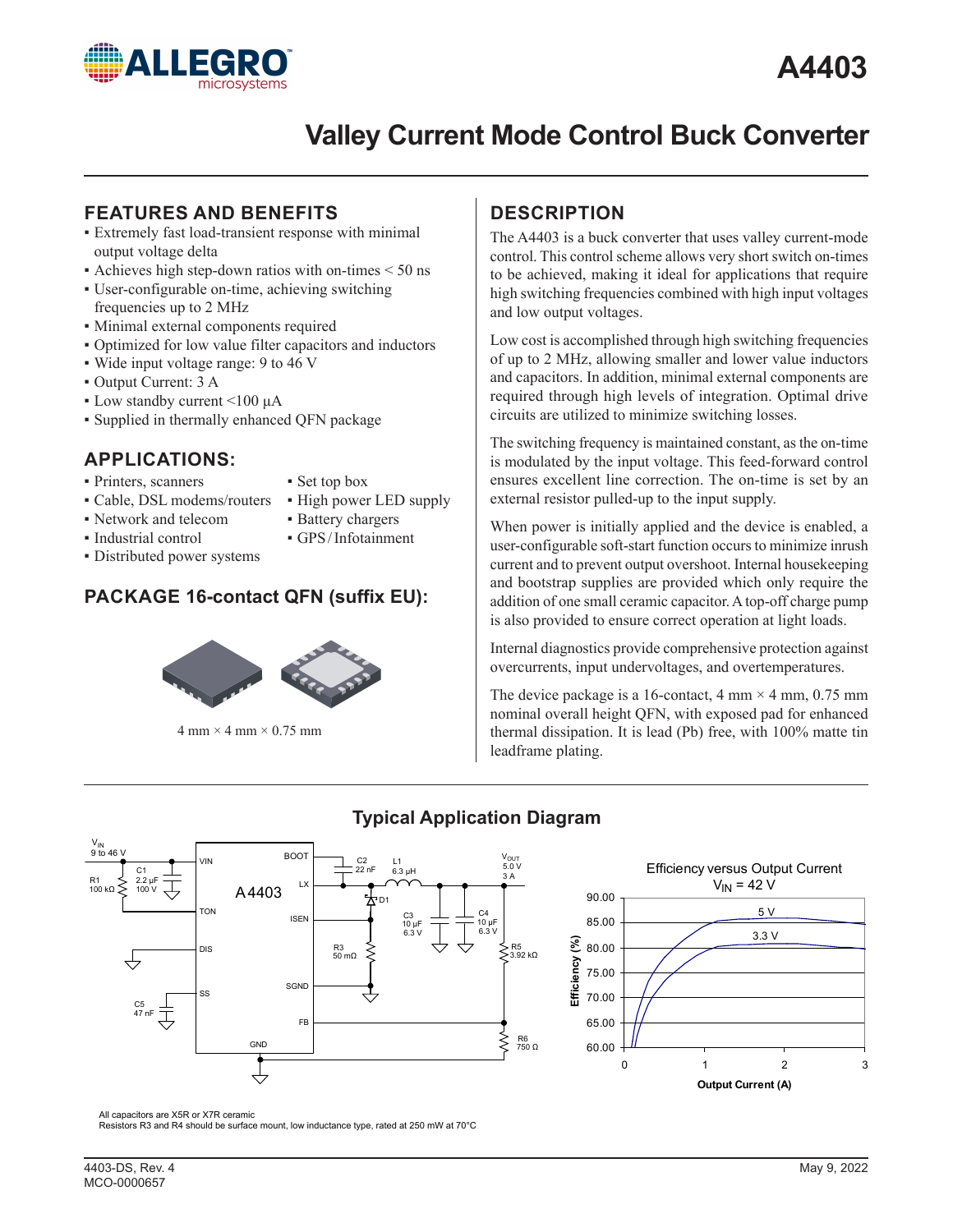# A4403

# Valley Current Mode Control Buck Converter

## FEATURES AND BENEFITS

- Extremely fast load-transient response with minimal output voltage delta
- Achieves high step-down ratios with on-times < 50 ns
- User-configurable on-time, achieving switching frequencies up to 2 MHz
- Minimal external components required
- Optimized for low value filter capacitors and inductors
- Wide input voltage range: 9 to 46 V
- Output Current: 3 A
- Low standby current <100 µA
- Supplied in thermally enhanced QFN package

## APPLICATIONS:

- Printers, scanners
- Cable, DSL modems/routers
- Network and telecom
- Industrial control
- Distributed power systems
- Set top box
- High power LED supply
- Battery chargers
- GPS / Infotainment

## PACKAGE 16-contact QFN (suffix EU):

4 mm × 4 mm × 0.75 mm

## DESCRIPTION

The A4403 is a buck converter that uses valley current-mode control. This control scheme allows very short switch on-times to be achieved, making it ideal for applications that require high switching frequencies combined with high input voltages and low output voltages.

Low cost is accomplished through high switching frequencies of up to 2 MHz, allowing smaller and lower value inductors and capacitors. In addition, minimal external components are required through high levels of integration. Optimal drive circuits are utilized to minimize switching losses.

The switching frequency is maintained constant, as the on-time is modulated by the input voltage. This feed-forward control ensures excellent line correction. The on-time is set by an external resistor pulled-up to the input supply.

When power is initially applied and the device is enabled, a user-configurable soft-start function occurs to minimize inrush current and to prevent output overshoot. Internal housekeeping and bootstrap supplies are provided which only require the addition of one small ceramic capacitor. A top-off charge pump is also provided to ensure correct operation at light loads.

Internal diagnostics provide comprehensive protection against overcurrents, input undervoltages, and overtemperatures.

The device package is a 16-contact, 4 mm × 4 mm, 0.75 mm nominal overall height QFN, with exposed pad for enhanced thermal dissipation. It is lead (Pb) free, with 100% matte tin leadframe plating.

## Typical Application Diagram

All capacitors are X5R or X7R ceramic
Resistors R3 and R4 should be surface mount, low inductance type, rated at 250 mW at 70°C

4403-DS, Rev. 4
MCO-0000657

May 9, 2022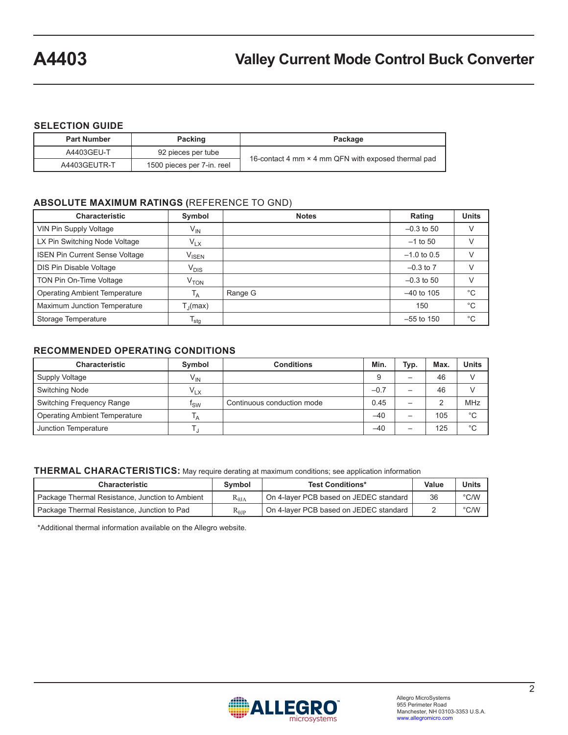## SELECTION GUIDE

| Part Number | Packing | Package |
|---|---|---|
| A4403GEU-T | 92 pieces per tube | 16-contact 4 mm × 4 mm QFN with exposed thermal pad |
| A4403GEUTR-T | 1500 pieces per 7-in. reel | |

## ABSOLUTE MAXIMUM RATINGS (REFERENCE TO GND)

| Characteristic | Symbol | Notes | Rating | Units |
|---|---|---|---|---|
| VIN Pin Supply Voltage | $V_{IN}$ | | –0.3 to 50 | V |
| LX Pin Switching Node Voltage | $V_{LX}$ | | –1 to 50 | V |
| ISEN Pin Current Sense Voltage | $V_{ISEN}$ | | –1.0 to 0.5 | V |
| DIS Pin Disable Voltage | $V_{DIS}$ | | –0.3 to 7 | V |
| TON Pin On-Time Voltage | $V_{TON}$ | | –0.3 to 50 | V |
| Operating Ambient Temperature | $T_A$ | Range G | –40 to 105 | °C |
| Maximum Junction Temperature | $T_J$(max) | | 150 | °C |
| Storage Temperature | $T_{stg}$ | | –55 to 150 | °C |

## RECOMMENDED OPERATING CONDITIONS

| Characteristic | Symbol | Conditions | Min. | Typ. | Max. | Units |
|---|---|---|---|---|---|---|
| Supply Voltage | $V_{IN}$ | | 9 | – | 46 | V |
| Switching Node | $V_{LX}$ | | –0.7 | – | 46 | V |
| Switching Frequency Range | $f_{SW}$ | Continuous conduction mode | 0.45 | – | 2 | MHz |
| Operating Ambient Temperature | $T_A$ | | –40 | – | 105 | °C |
| Junction Temperature | $T_J$ | | –40 | – | 125 | °C |

## THERMAL CHARACTERISTICS: May require derating at maximum conditions; see application information

| Characteristic | Symbol | Test Conditions* | Value | Units |
|---|---|---|---|---|
| Package Thermal Resistance, Junction to Ambient | $R_{\theta JA}$ | On 4-layer PCB based on JEDEC standard | 36 | °C/W |
| Package Thermal Resistance, Junction to Pad | $R_{\theta JP}$ | On 4-layer PCB based on JEDEC standard | 2 | °C/W |

*Additional thermal information available on the Allegro website.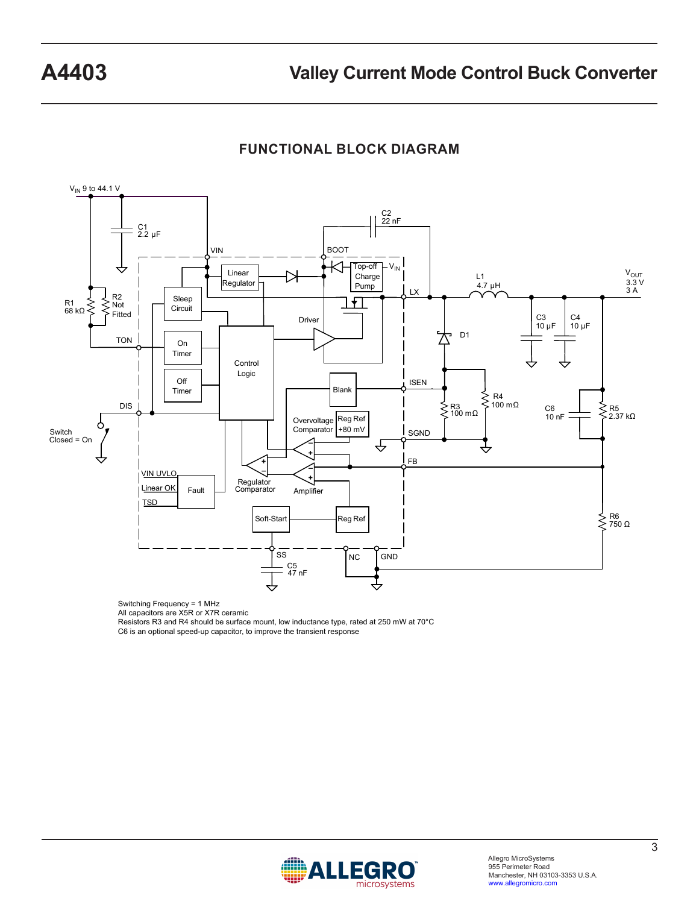## FUNCTIONAL BLOCK DIAGRAM

Switching Frequency = 1 MHz
All capacitors are X5R or X7R ceramic
Resistors R3 and R4 should be surface mount, low inductance type, rated at 250 mW at 70°C
C6 is an optional speed-up capacitor, to improve the transient response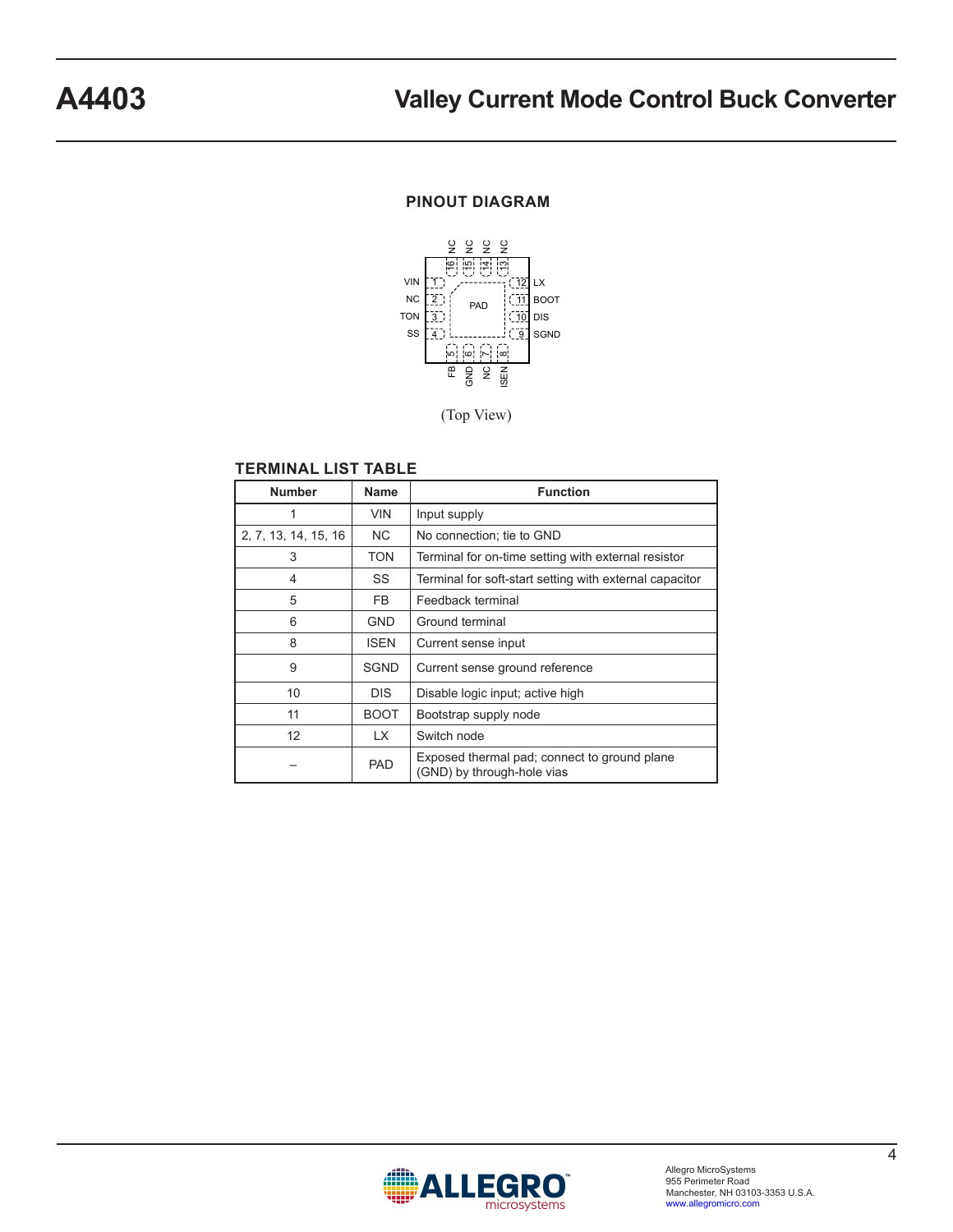## PINOUT DIAGRAM

(Top View)

## TERMINAL LIST TABLE

| Number | Name | Function |
|---|---|---|
| 1 | VIN | Input supply |
| 2, 7, 13, 14, 15, 16 | NC | No connection; tie to GND |
| 3 | TON | Terminal for on-time setting with external resistor |
| 4 | SS | Terminal for soft-start setting with external capacitor |
| 5 | FB | Feedback terminal |
| 6 | GND | Ground terminal |
| 8 | ISEN | Current sense input |
| 9 | SGND | Current sense ground reference |
| 10 | DIS | Disable logic input; active high |
| 11 | BOOT | Bootstrap supply node |
| 12 | LX | Switch node |
| – | PAD | Exposed thermal pad; connect to ground plane (GND) by through-hole vias |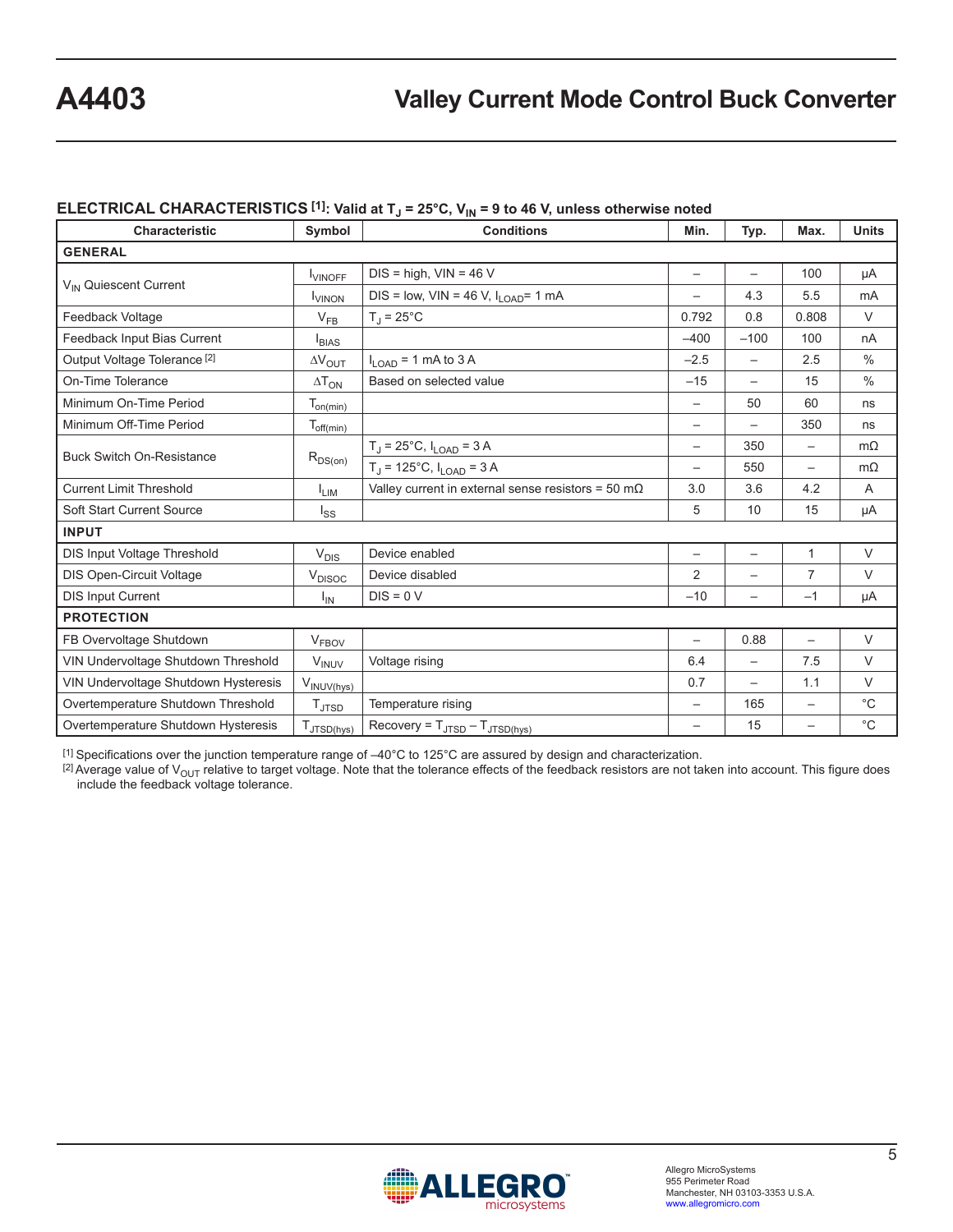## ELECTRICAL CHARACTERISTICS [1]: Valid at $T_J$ = 25°C, $V_{IN}$ = 9 to 46 V, unless otherwise noted

| Characteristic | Symbol | Conditions | Min. | Typ. | Max. | Units |
|---|---|---|---|---|---|---|
| **GENERAL** | | | | | | |
| $V_{IN}$ Quiescent Current | $I_{VINOFF}$ | DIS = high, VIN = 46 V | – | – | 100 | µA |
| | $I_{VINON}$ | DIS = low, VIN = 46 V, $I_{LOAD}$= 1 mA | – | 4.3 | 5.5 | mA |
| Feedback Voltage | $V_{FB}$ | $T_J$ = 25°C | 0.792 | 0.8 | 0.808 | V |
| Feedback Input Bias Current | $I_{BIAS}$ | | –400 | –100 | 100 | nA |
| Output Voltage Tolerance [2] | $\Delta V_{OUT}$ | $I_{LOAD}$ = 1 mA to 3 A | –2.5 | – | 2.5 | % |
| On-Time Tolerance | $\Delta T_{ON}$ | Based on selected value | –15 | – | 15 | % |
| Minimum On-Time Period | $T_{on(min)}$ | | – | 50 | 60 | ns |
| Minimum Off-Time Period | $T_{off(min)}$ | | – | – | 350 | ns |
| Buck Switch On-Resistance | $R_{DS(on)}$ | $T_J$ = 25°C, $I_{LOAD}$ = 3 A | – | 350 | – | mΩ |
| | | $T_J$ = 125°C, $I_{LOAD}$ = 3 A | – | 550 | – | mΩ |
| Current Limit Threshold | $I_{LIM}$ | Valley current in external sense resistors = 50 mΩ | 3.0 | 3.6 | 4.2 | A |
| Soft Start Current Source | $I_{SS}$ | | 5 | 10 | 15 | µA |
| **INPUT** | | | | | | |
| DIS Input Voltage Threshold | $V_{DIS}$ | Device enabled | – | – | 1 | V |
| DIS Open-Circuit Voltage | $V_{DISOC}$ | Device disabled | 2 | – | 7 | V |
| DIS Input Current | $I_{IN}$ | DIS = 0 V | –10 | – | –1 | µA |
| **PROTECTION** | | | | | | |
| FB Overvoltage Shutdown | $V_{FBOV}$ | | – | 0.88 | – | V |
| VIN Undervoltage Shutdown Threshold | $V_{INUV}$ | Voltage rising | 6.4 | – | 7.5 | V |
| VIN Undervoltage Shutdown Hysteresis | $V_{INUV(hys)}$ | | 0.7 | – | 1.1 | V |
| Overtemperature Shutdown Threshold | $T_{JTSD}$ | Temperature rising | – | 165 | – | °C |
| Overtemperature Shutdown Hysteresis | $T_{JTSD(hys)}$ | Recovery = $T_{JTSD}$ – $T_{JTSD(hys)}$ | – | 15 | – | °C |

[1] Specifications over the junction temperature range of –40°C to 125°C are assured by design and characterization.
[2] Average value of $V_{OUT}$ relative to target voltage. Note that the tolerance effects of the feedback resistors are not taken into account. This figure does include the feedback voltage tolerance.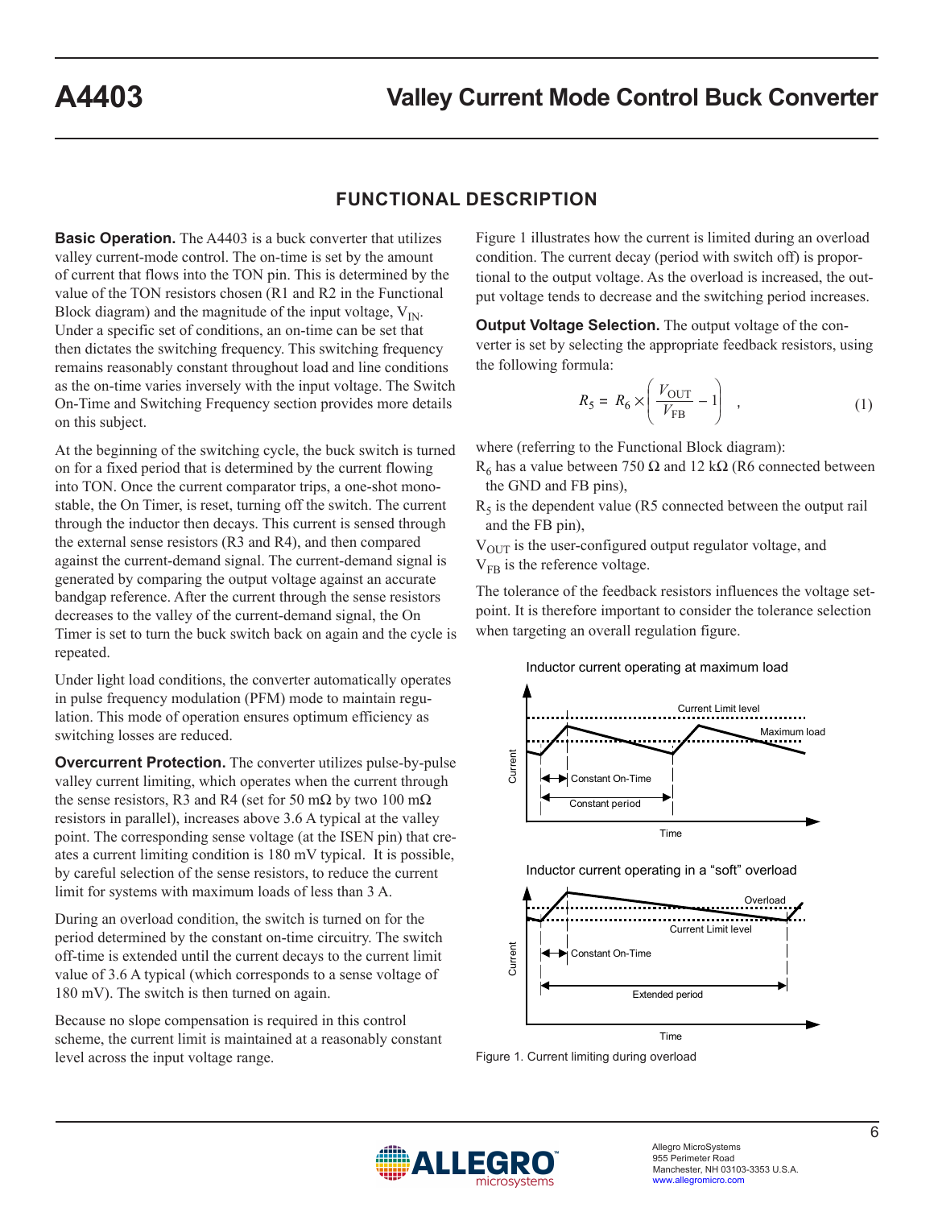## FUNCTIONAL DESCRIPTION

**Basic Operation.** The A4403 is a buck converter that utilizes valley current-mode control. The on-time is set by the amount of current that flows into the TON pin. This is determined by the value of the TON resistors chosen (R1 and R2 in the Functional Block diagram) and the magnitude of the input voltage, $V_{IN}$. Under a specific set of conditions, an on-time can be set that then dictates the switching frequency. This switching frequency remains reasonably constant throughout load and line conditions as the on-time varies inversely with the input voltage. The Switch On-Time and Switching Frequency section provides more details on this subject.

At the beginning of the switching cycle, the buck switch is turned on for a fixed period that is determined by the current flowing into TON. Once the current comparator trips, a one-shot monostable, the On Timer, is reset, turning off the switch. The current through the inductor then decays. This current is sensed through the external sense resistors (R3 and R4), and then compared against the current-demand signal. The current-demand signal is generated by comparing the output voltage against an accurate bandgap reference. After the current through the sense resistors decreases to the valley of the current-demand signal, the On Timer is set to turn the buck switch back on again and the cycle is repeated.

Under light load conditions, the converter automatically operates in pulse frequency modulation (PFM) mode to maintain regulation. This mode of operation ensures optimum efficiency as switching losses are reduced.

**Overcurrent Protection.** The converter utilizes pulse-by-pulse valley current limiting, which operates when the current through the sense resistors, R3 and R4 (set for 50 mΩ by two 100 mΩ resistors in parallel), increases above 3.6 A typical at the valley point. The corresponding sense voltage (at the ISEN pin) that creates a current limiting condition is 180 mV typical. It is possible, by careful selection of the sense resistors, to reduce the current limit for systems with maximum loads of less than 3 A.

During an overload condition, the switch is turned on for the period determined by the constant on-time circuitry. The switch off-time is extended until the current decays to the current limit value of 3.6 A typical (which corresponds to a sense voltage of 180 mV). The switch is then turned on again.

Because no slope compensation is required in this control scheme, the current limit is maintained at a reasonably constant level across the input voltage range.

Figure 1 illustrates how the current is limited during an overload condition. The current decay (period with switch off) is proportional to the output voltage. As the overload is increased, the output voltage tends to decrease and the switching period increases.

**Output Voltage Selection.** The output voltage of the converter is set by selecting the appropriate feedback resistors, using the following formula:

$$R_5 = R_6 \times \left( \frac{V_{OUT}}{V_{FB}} - 1 \right) \quad , \tag{1}$$

where (referring to the Functional Block diagram):

$R_6$ has a value between 750 Ω and 12 kΩ (R6 connected between the GND and FB pins),

$R_5$ is the dependent value (R5 connected between the output rail and the FB pin),

$V_{OUT}$ is the user-configured output regulator voltage, and

$V_{FB}$ is the reference voltage.

The tolerance of the feedback resistors influences the voltage setpoint. It is therefore important to consider the tolerance selection when targeting an overall regulation figure.

Inductor current operating at maximum load

Current Limit level · Maximum load · Constant On-Time · Constant period · Current · Time

Inductor current operating in a "soft" overload

Overload · Current Limit level · Constant On-Time · Extended period · Current · Time

Figure 1. Current limiting during overload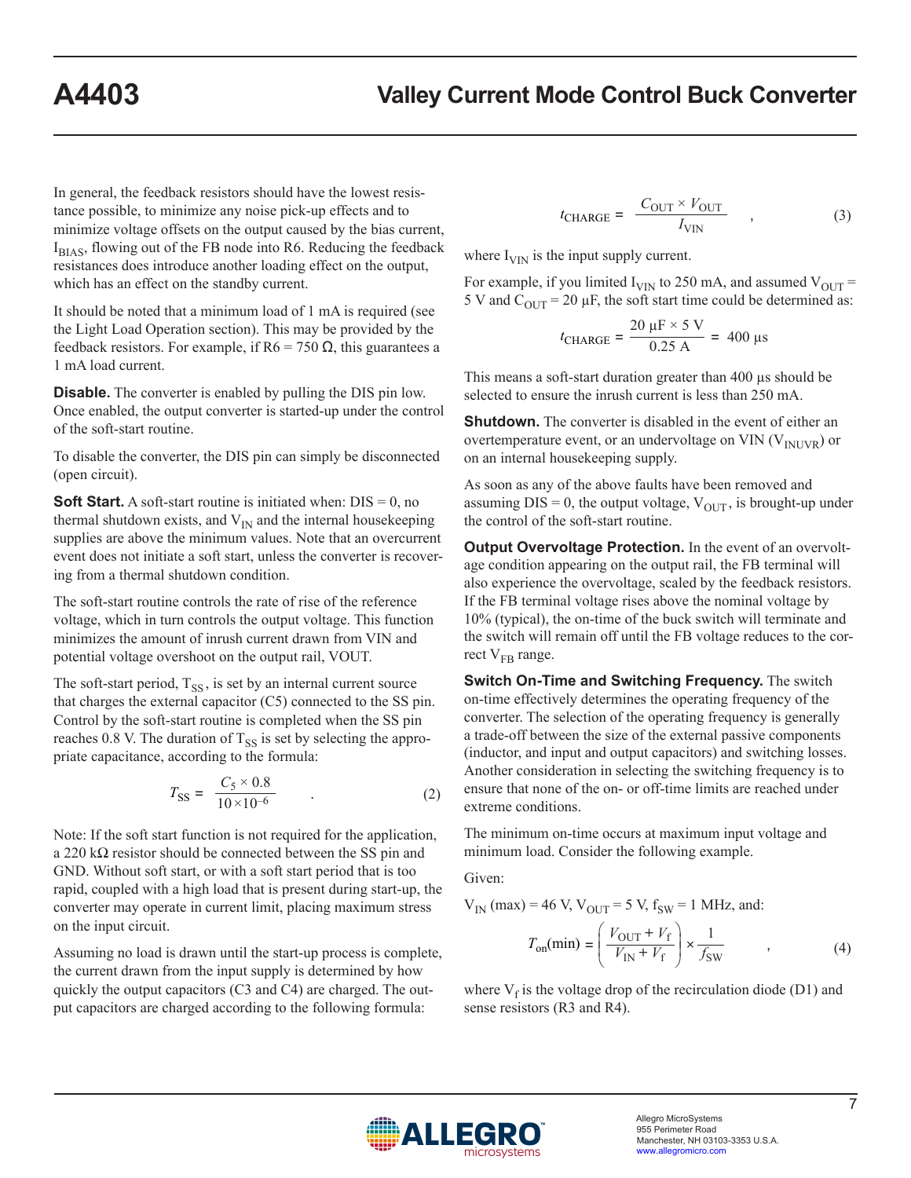In general, the feedback resistors should have the lowest resistance possible, to minimize any noise pick-up effects and to minimize voltage offsets on the output caused by the bias current, $I_{BIAS}$, flowing out of the FB node into R6. Reducing the feedback resistances does introduce another loading effect on the output, which has an effect on the standby current.

It should be noted that a minimum load of 1 mA is required (see the Light Load Operation section). This may be provided by the feedback resistors. For example, if R6 = 750 Ω, this guarantees a 1 mA load current.

**Disable.** The converter is enabled by pulling the DIS pin low. Once enabled, the output converter is started-up under the control of the soft-start routine.

To disable the converter, the DIS pin can simply be disconnected (open circuit).

**Soft Start.** A soft-start routine is initiated when: DIS = 0, no thermal shutdown exists, and $V_{IN}$ and the internal housekeeping supplies are above the minimum values. Note that an overcurrent event does not initiate a soft start, unless the converter is recovering from a thermal shutdown condition.

The soft-start routine controls the rate of rise of the reference voltage, which in turn controls the output voltage. This function minimizes the amount of inrush current drawn from VIN and potential voltage overshoot on the output rail, VOUT.

The soft-start period, $T_{SS}$, is set by an internal current source that charges the external capacitor (C5) connected to the SS pin. Control by the soft-start routine is completed when the SS pin reaches 0.8 V. The duration of $T_{SS}$ is set by selecting the appropriate capacitance, according to the formula:

$$T_{SS} = \frac{C_5 \times 0.8}{10 \times 10^{-6}} \quad . \tag{2}$$

Note: If the soft start function is not required for the application, a 220 kΩ resistor should be connected between the SS pin and GND. Without soft start, or with a soft start period that is too rapid, coupled with a high load that is present during start-up, the converter may operate in current limit, placing maximum stress on the input circuit.

Assuming no load is drawn until the start-up process is complete, the current drawn from the input supply is determined by how quickly the output capacitors (C3 and C4) are charged. The output capacitors are charged according to the following formula:

$$t_{CHARGE} = \frac{C_{OUT} \times V_{OUT}}{I_{VIN}} \quad , \tag{3}$$

where $I_{VIN}$ is the input supply current.

For example, if you limited $I_{VIN}$ to 250 mA, and assumed $V_{OUT}$ = 5 V and $C_{OUT}$ = 20 µF, the soft start time could be determined as:

$$t_{CHARGE} = \frac{20\ \mu\text{F} \times 5\ \text{V}}{0.25\ \text{A}} = 400\ \mu\text{s}$$

This means a soft-start duration greater than 400 µs should be selected to ensure the inrush current is less than 250 mA.

**Shutdown.** The converter is disabled in the event of either an overtemperature event, or an undervoltage on VIN ($V_{INUVR}$) or on an internal housekeeping supply.

As soon as any of the above faults have been removed and assuming DIS = 0, the output voltage, $V_{OUT}$, is brought-up under the control of the soft-start routine.

**Output Overvoltage Protection.** In the event of an overvoltage condition appearing on the output rail, the FB terminal will also experience the overvoltage, scaled by the feedback resistors. If the FB terminal voltage rises above the nominal voltage by 10% (typical), the on-time of the buck switch will terminate and the switch will remain off until the FB voltage reduces to the correct $V_{FB}$ range.

**Switch On-Time and Switching Frequency.** The switch on-time effectively determines the operating frequency of the converter. The selection of the operating frequency is generally a trade-off between the size of the external passive components (inductor, and input and output capacitors) and switching losses. Another consideration in selecting the switching frequency is to ensure that none of the on- or off-time limits are reached under extreme conditions.

The minimum on-time occurs at maximum input voltage and minimum load. Consider the following example.

Given:

$V_{IN}$ (max) = 46 V, $V_{OUT}$ = 5 V, $f_{SW}$ = 1 MHz, and:

$$T_{on}(\text{min}) = \left( \frac{V_{OUT} + V_f}{V_{IN} + V_f} \right) \times \frac{1}{f_{SW}} \quad , \tag{4}$$

where $V_f$ is the voltage drop of the recirculation diode (D1) and sense resistors (R3 and R4).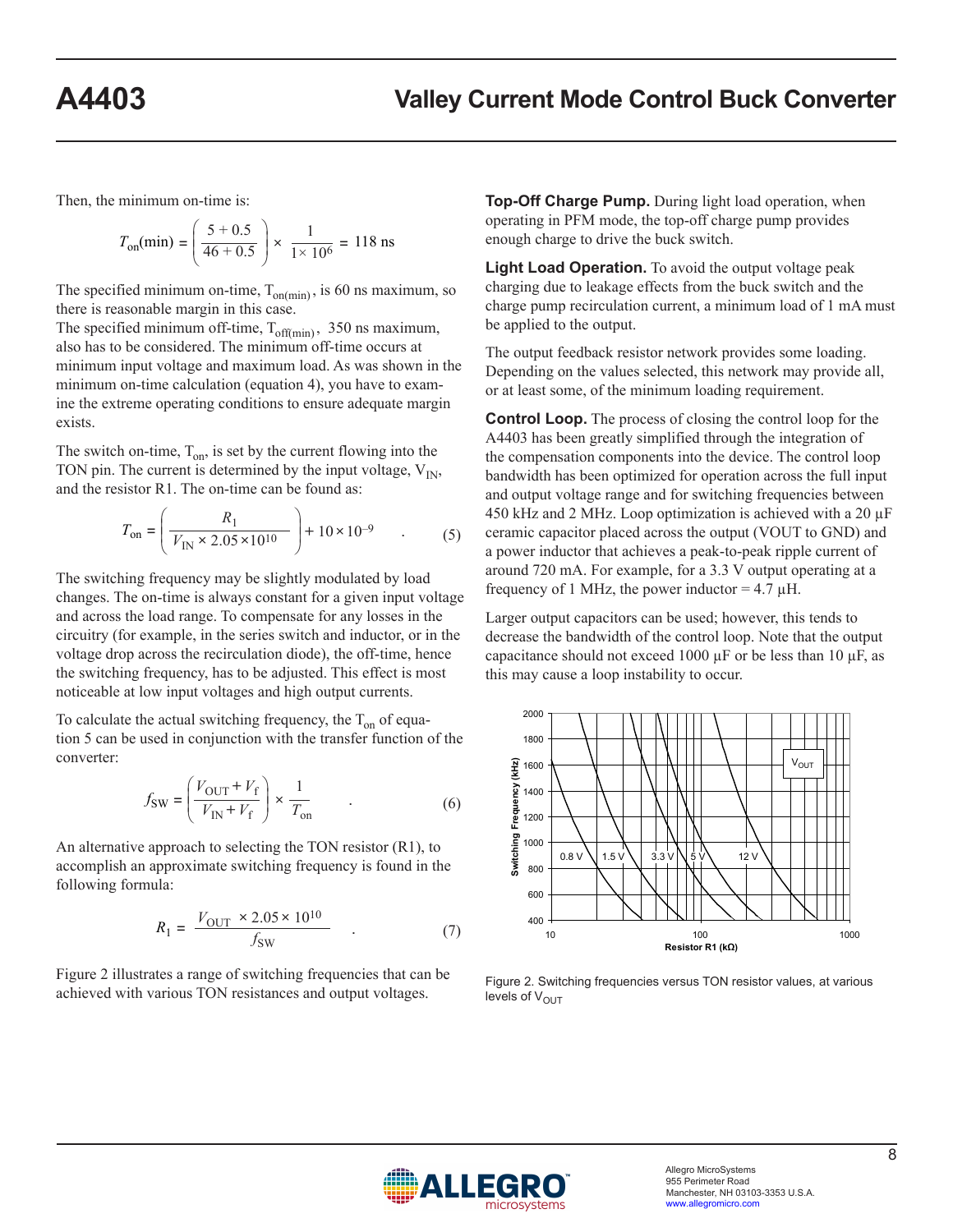Then, the minimum on-time is:

$$T_{on}(\text{min}) = \left(\frac{5 + 0.5}{46 + 0.5}\right) \times \frac{1}{1 \times 10^6} = 118 \text{ ns}$$

The specified minimum on-time, $T_{on(min)}$, is 60 ns maximum, so there is reasonable margin in this case.

The specified minimum off-time, $T_{off(min)}$, 350 ns maximum, also has to be considered. The minimum off-time occurs at minimum input voltage and maximum load. As was shown in the minimum on-time calculation (equation 4), you have to examine the extreme operating conditions to ensure adequate margin exists.

The switch on-time, $T_{on}$, is set by the current flowing into the TON pin. The current is determined by the input voltage, $V_{IN}$, and the resistor R1. The on-time can be found as:

$$T_{on} = \left(\frac{R_1}{V_{IN} \times 2.05 \times 10^{10}}\right) + 10 \times 10^{-9} \quad . \tag{5}$$

The switching frequency may be slightly modulated by load changes. The on-time is always constant for a given input voltage and across the load range. To compensate for any losses in the circuitry (for example, in the series switch and inductor, or in the voltage drop across the recirculation diode), the off-time, hence the switching frequency, has to be adjusted. This effect is most noticeable at low input voltages and high output currents.

To calculate the actual switching frequency, the $T_{on}$ of equation 5 can be used in conjunction with the transfer function of the converter:

$$f_{SW} = \left(\frac{V_{OUT} + V_f}{V_{IN} + V_f}\right) \times \frac{1}{T_{on}} \quad . \tag{6}$$

An alternative approach to selecting the TON resistor (R1), to accomplish an approximate switching frequency is found in the following formula:

$$R_1 = \frac{V_{OUT} \times 2.05 \times 10^{10}}{f_{SW}} \quad . \tag{7}$$

Figure 2 illustrates a range of switching frequencies that can be achieved with various TON resistances and output voltages.

**Top-Off Charge Pump.** During light load operation, when operating in PFM mode, the top-off charge pump provides enough charge to drive the buck switch.

**Light Load Operation.** To avoid the output voltage peak charging due to leakage effects from the buck switch and the charge pump recirculation current, a minimum load of 1 mA must be applied to the output.

The output feedback resistor network provides some loading. Depending on the values selected, this network may provide all, or at least some, of the minimum loading requirement.

**Control Loop.** The process of closing the control loop for the A4403 has been greatly simplified through the integration of the compensation components into the device. The control loop bandwidth has been optimized for operation across the full input and output voltage range and for switching frequencies between 450 kHz and 2 MHz. Loop optimization is achieved with a 20 µF ceramic capacitor placed across the output (VOUT to GND) and a power inductor that achieves a peak-to-peak ripple current of around 720 mA. For example, for a 3.3 V output operating at a frequency of 1 MHz, the power inductor = 4.7 µH.

Larger output capacitors can be used; however, this tends to decrease the bandwidth of the control loop. Note that the output capacitance should not exceed 1000 µF or be less than 10 µF, as this may cause a loop instability to occur.

Figure 2. Switching frequencies versus TON resistor values, at various levels of $V_{OUT}$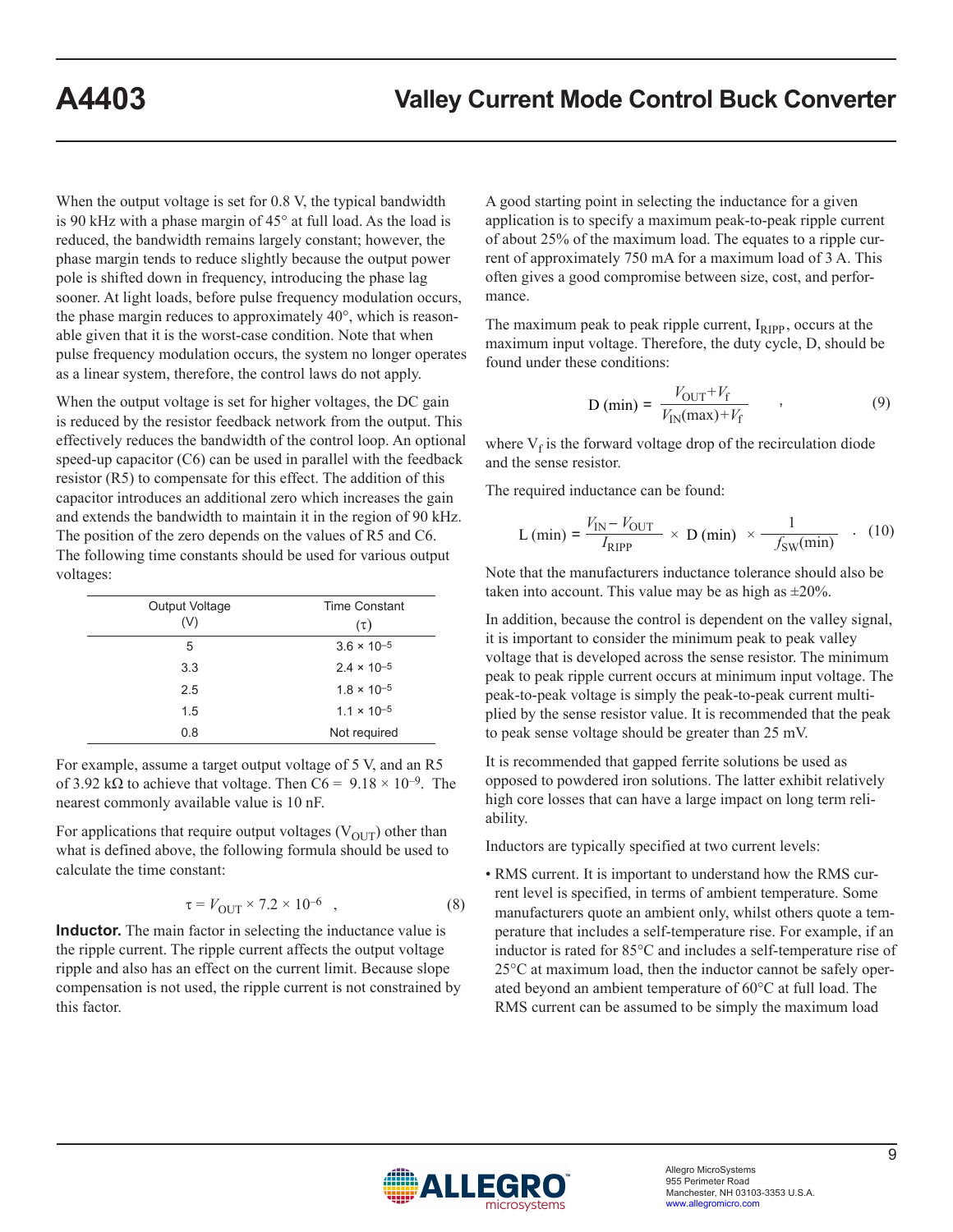When the output voltage is set for 0.8 V, the typical bandwidth is 90 kHz with a phase margin of 45° at full load. As the load is reduced, the bandwidth remains largely constant; however, the phase margin tends to reduce slightly because the output power pole is shifted down in frequency, introducing the phase lag sooner. At light loads, before pulse frequency modulation occurs, the phase margin reduces to approximately 40°, which is reasonable given that it is the worst-case condition. Note that when pulse frequency modulation occurs, the system no longer operates as a linear system, therefore, the control laws do not apply.

When the output voltage is set for higher voltages, the DC gain is reduced by the resistor feedback network from the output. This effectively reduces the bandwidth of the control loop. An optional speed-up capacitor (C6) can be used in parallel with the feedback resistor (R5) to compensate for this effect. The addition of this capacitor introduces an additional zero which increases the gain and extends the bandwidth to maintain it in the region of 90 kHz. The position of the zero depends on the values of R5 and C6. The following time constants should be used for various output voltages:

| Output Voltage (V) | Time Constant (τ) |
|---|---|
| 5 | $3.6 \times 10^{-5}$ |
| 3.3 | $2.4 \times 10^{-5}$ |
| 2.5 | $1.8 \times 10^{-5}$ |
| 1.5 | $1.1 \times 10^{-5}$ |
| 0.8 | Not required |

For example, assume a target output voltage of 5 V, and an R5 of 3.92 kΩ to achieve that voltage. Then $C6 = 9.18 \times 10^{-9}$. The nearest commonly available value is 10 nF.

For applications that require output voltages ($V_{OUT}$) other than what is defined above, the following formula should be used to calculate the time constant:

$$\tau = V_{OUT} \times 7.2 \times 10^{-6} \quad , \tag{8}$$

**Inductor.** The main factor in selecting the inductance value is the ripple current. The ripple current affects the output voltage ripple and also has an effect on the current limit. Because slope compensation is not used, the ripple current is not constrained by this factor.

A good starting point in selecting the inductance for a given application is to specify a maximum peak-to-peak ripple current of about 25% of the maximum load. The equates to a ripple current of approximately 750 mA for a maximum load of 3 A. This often gives a good compromise between size, cost, and performance.

The maximum peak to peak ripple current, $I_{RIPP}$, occurs at the maximum input voltage. Therefore, the duty cycle, D, should be found under these conditions:

$$D\,(\text{min}) = \frac{V_{OUT} + V_f}{V_{IN}(\text{max}) + V_f} \quad , \tag{9}$$

where $V_f$ is the forward voltage drop of the recirculation diode and the sense resistor.

The required inductance can be found:

$$L\,(\text{min}) = \frac{V_{IN} - V_{OUT}}{I_{RIPP}} \times D\,(\text{min}) \times \frac{1}{f_{SW}(\text{min})} \quad . \tag{10}$$

Note that the manufacturers inductance tolerance should also be taken into account. This value may be as high as ±20%.

In addition, because the control is dependent on the valley signal, it is important to consider the minimum peak to peak valley voltage that is developed across the sense resistor. The minimum peak to peak ripple current occurs at minimum input voltage. The peak-to-peak voltage is simply the peak-to-peak current multiplied by the sense resistor value. It is recommended that the peak to peak sense voltage should be greater than 25 mV.

It is recommended that gapped ferrite solutions be used as opposed to powdered iron solutions. The latter exhibit relatively high core losses that can have a large impact on long term reliability.

Inductors are typically specified at two current levels:

- RMS current. It is important to understand how the RMS current level is specified, in terms of ambient temperature. Some manufacturers quote an ambient only, whilst others quote a temperature that includes a self-temperature rise. For example, if an inductor is rated for 85°C and includes a self-temperature rise of 25°C at maximum load, then the inductor cannot be safely operated beyond an ambient temperature of 60°C at full load. The RMS current can be assumed to be simply the maximum load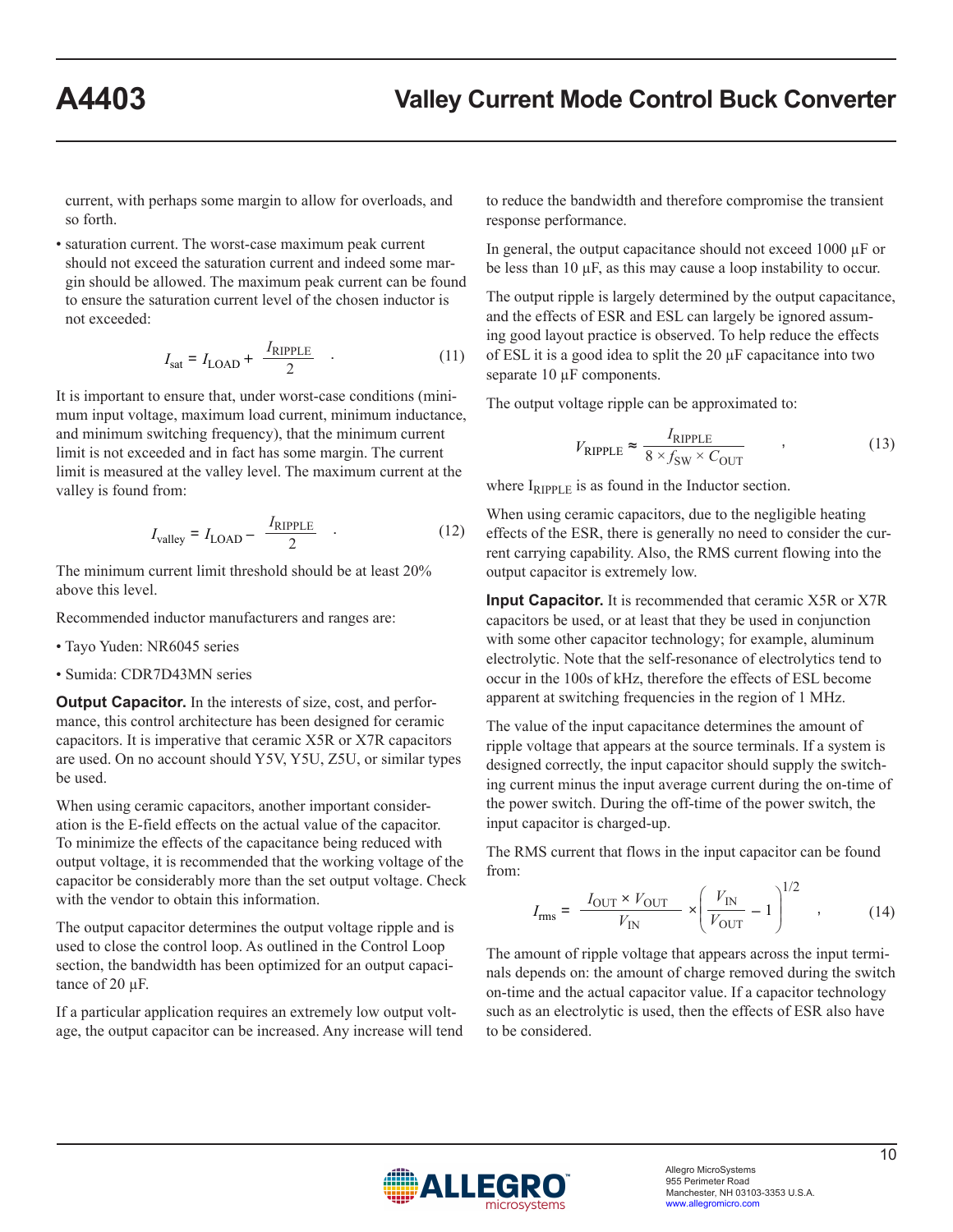current, with perhaps some margin to allow for overloads, and so forth.

- saturation current. The worst-case maximum peak current should not exceed the saturation current and indeed some margin should be allowed. The maximum peak current can be found to ensure the saturation current level of the chosen inductor is not exceeded:

$$I_{sat} = I_{LOAD} + \frac{I_{RIPPLE}}{2} \quad . \tag{11}$$

It is important to ensure that, under worst-case conditions (minimum input voltage, maximum load current, minimum inductance, and minimum switching frequency), that the minimum current limit is not exceeded and in fact has some margin. The current limit is measured at the valley level. The maximum current at the valley is found from:

$$I_{valley} = I_{LOAD} - \frac{I_{RIPPLE}}{2} \quad . \tag{12}$$

The minimum current limit threshold should be at least 20% above this level.

Recommended inductor manufacturers and ranges are:

- Tayo Yuden: NR6045 series
- Sumida: CDR7D43MN series

**Output Capacitor.** In the interests of size, cost, and performance, this control architecture has been designed for ceramic capacitors. It is imperative that ceramic X5R or X7R capacitors are used. On no account should Y5V, Y5U, Z5U, or similar types be used.

When using ceramic capacitors, another important consideration is the E-field effects on the actual value of the capacitor. To minimize the effects of the capacitance being reduced with output voltage, it is recommended that the working voltage of the capacitor be considerably more than the set output voltage. Check with the vendor to obtain this information.

The output capacitor determines the output voltage ripple and is used to close the control loop. As outlined in the Control Loop section, the bandwidth has been optimized for an output capacitance of 20 µF.

If a particular application requires an extremely low output voltage, the output capacitor can be increased. Any increase will tend to reduce the bandwidth and therefore compromise the transient response performance.

In general, the output capacitance should not exceed 1000 µF or be less than 10 µF, as this may cause a loop instability to occur.

The output ripple is largely determined by the output capacitance, and the effects of ESR and ESL can largely be ignored assuming good layout practice is observed. To help reduce the effects of ESL it is a good idea to split the 20 µF capacitance into two separate 10 µF components.

The output voltage ripple can be approximated to:

$$V_{RIPPLE} \approx \frac{I_{RIPPLE}}{8 \times f_{SW} \times C_{OUT}} \quad , \tag{13}$$

where $I_{RIPPLE}$ is as found in the Inductor section.

When using ceramic capacitors, due to the negligible heating effects of the ESR, there is generally no need to consider the current carrying capability. Also, the RMS current flowing into the output capacitor is extremely low.

**Input Capacitor.** It is recommended that ceramic X5R or X7R capacitors be used, or at least that they be used in conjunction with some other capacitor technology; for example, aluminum electrolytic. Note that the self-resonance of electrolytics tend to occur in the 100s of kHz, therefore the effects of ESL become apparent at switching frequencies in the region of 1 MHz.

The value of the input capacitance determines the amount of ripple voltage that appears at the source terminals. If a system is designed correctly, the input capacitor should supply the switching current minus the input average current during the on-time of the power switch. During the off-time of the power switch, the input capacitor is charged-up.

The RMS current that flows in the input capacitor can be found from:

$$I_{rms} = \frac{I_{OUT} \times V_{OUT}}{V_{IN}} \times \left( \frac{V_{IN}}{V_{OUT}} - 1 \right)^{1/2} \quad , \tag{14}$$

The amount of ripple voltage that appears across the input terminals depends on: the amount of charge removed during the switch on-time and the actual capacitor value. If a capacitor technology such as an electrolytic is used, then the effects of ESR also have to be considered.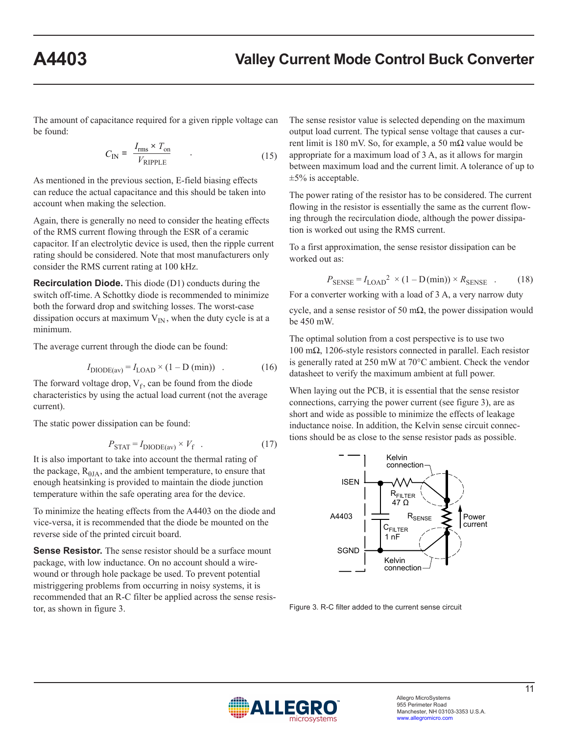The amount of capacitance required for a given ripple voltage can be found:

$$C_{IN} = \frac{I_{rms} \times T_{on}}{V_{RIPPLE}} \quad . \tag{15}$$

As mentioned in the previous section, E-field biasing effects can reduce the actual capacitance and this should be taken into account when making the selection.

Again, there is generally no need to consider the heating effects of the RMS current flowing through the ESR of a ceramic capacitor. If an electrolytic device is used, then the ripple current rating should be considered. Note that most manufacturers only consider the RMS current rating at 100 kHz.

**Recirculation Diode.** This diode (D1) conducts during the switch off-time. A Schottky diode is recommended to minimize both the forward drop and switching losses. The worst-case dissipation occurs at maximum $V_{IN}$, when the duty cycle is at a minimum.

The average current through the diode can be found:

$$I_{DIODE(av)} = I_{LOAD} \times (1 - D\,(min)) \quad . \tag{16}$$

The forward voltage drop, $V_f$, can be found from the diode characteristics by using the actual load current (not the average current).

The static power dissipation can be found:

$$P_{STAT} = I_{DIODE(av)} \times V_f \quad . \tag{17}$$

It is also important to take into account the thermal rating of the package, $R_{\theta JA}$, and the ambient temperature, to ensure that enough heatsinking is provided to maintain the diode junction temperature within the safe operating area for the device.

To minimize the heating effects from the A4403 on the diode and vice-versa, it is recommended that the diode be mounted on the reverse side of the printed circuit board.

**Sense Resistor.** The sense resistor should be a surface mount package, with low inductance. On no account should a wire-wound or through hole package be used. To prevent potential mistriggering problems from occurring in noisy systems, it is recommended that an R-C filter be applied across the sense resistor, as shown in figure 3.

The sense resistor value is selected depending on the maximum output load current. The typical sense voltage that causes a current limit is 180 mV. So, for example, a 50 mΩ value would be appropriate for a maximum load of 3 A, as it allows for margin between maximum load and the current limit. A tolerance of up to ±5% is acceptable.

The power rating of the resistor has to be considered. The current flowing in the resistor is essentially the same as the current flowing through the recirculation diode, although the power dissipation is worked out using the RMS current.

To a first approximation, the sense resistor dissipation can be worked out as:

$$P_{SENSE} = I_{LOAD}^2 \times (1 - D\,(min)) \times R_{SENSE} \quad . \tag{18}$$

For a converter working with a load of 3 A, a very narrow duty cycle, and a sense resistor of 50 mΩ, the power dissipation would be 450 mW.

The optimal solution from a cost perspective is to use two 100 mΩ, 1206-style resistors connected in parallel. Each resistor is generally rated at 250 mW at 70°C ambient. Check the vendor datasheet to verify the maximum ambient at full power.

When laying out the PCB, it is essential that the sense resistor connections, carrying the power current (see figure 3), are as short and wide as possible to minimize the effects of leakage inductance noise. In addition, the Kelvin sense circuit connections should be as close to the sense resistor pads as possible.

Figure 3. R-C filter added to the current sense circuit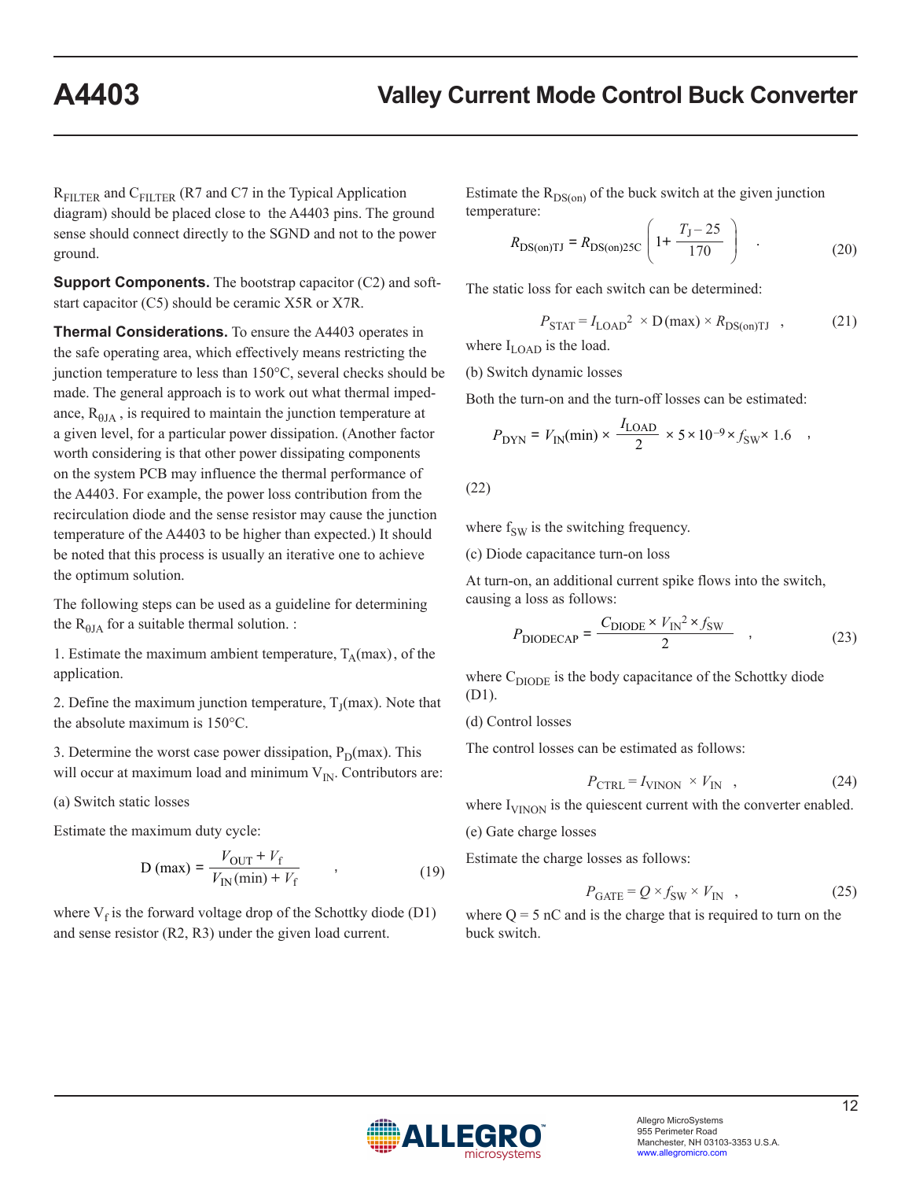$R_{FILTER}$ and $C_{FILTER}$ (R7 and C7 in the Typical Application diagram) should be placed close to the A4403 pins. The ground sense should connect directly to the SGND and not to the power ground.

**Support Components.** The bootstrap capacitor (C2) and soft-start capacitor (C5) should be ceramic X5R or X7R.

**Thermal Considerations.** To ensure the A4403 operates in the safe operating area, which effectively means restricting the junction temperature to less than 150°C, several checks should be made. The general approach is to work out what thermal impedance, $R_{\theta JA}$ , is required to maintain the junction temperature at a given level, for a particular power dissipation. (Another factor worth considering is that other power dissipating components on the system PCB may influence the thermal performance of the A4403. For example, the power loss contribution from the recirculation diode and the sense resistor may cause the junction temperature of the A4403 to be higher than expected.) It should be noted that this process is usually an iterative one to achieve the optimum solution.

The following steps can be used as a guideline for determining the $R_{\theta JA}$ for a suitable thermal solution. :

1. Estimate the maximum ambient temperature, $T_A(\text{max})$, of the application.

2. Define the maximum junction temperature, $T_J(\text{max})$. Note that the absolute maximum is 150°C.

3. Determine the worst case power dissipation, $P_D(\text{max})$. This will occur at maximum load and minimum $V_{IN}$. Contributors are:

(a) Switch static losses

Estimate the maximum duty cycle:

$$\text{D (max)} = \frac{V_{OUT} + V_f}{V_{IN}(\text{min}) + V_f} \quad , \tag{19}$$

where $V_f$ is the forward voltage drop of the Schottky diode (D1) and sense resistor (R2, R3) under the given load current.

Estimate the $R_{DS(on)}$ of the buck switch at the given junction temperature:

$$R_{DS(on)TJ} = R_{DS(on)25C} \left( 1 + \frac{T_J - 25}{170} \right) \quad . \tag{20}$$

The static loss for each switch can be determined:

$$P_{STAT} = I_{LOAD}^2 \times \text{D(max)} \times R_{DS(on)TJ} \quad , \tag{21}$$

where $I_{LOAD}$ is the load.

(b) Switch dynamic losses

Both the turn-on and the turn-off losses can be estimated:

$$P_{DYN} = V_{IN}(\text{min}) \times \frac{I_{LOAD}}{2} \times 5 \times 10^{-9} \times f_{SW} \times 1.6 \quad , \tag{22}$$

where $f_{SW}$ is the switching frequency.

(c) Diode capacitance turn-on loss

At turn-on, an additional current spike flows into the switch, causing a loss as follows:

$$P_{DIODECAP} = \frac{C_{DIODE} \times V_{IN}^2 \times f_{SW}}{2} \quad , \tag{23}$$

where $C_{DIODE}$ is the body capacitance of the Schottky diode (D1).

(d) Control losses

The control losses can be estimated as follows:

$$P_{CTRL} = I_{VINON} \times V_{IN} \quad , \tag{24}$$

where $I_{VINON}$ is the quiescent current with the converter enabled.

(e) Gate charge losses

Estimate the charge losses as follows:

$$P_{GATE} = Q \times f_{SW} \times V_{IN} \quad , \tag{25}$$

where Q = 5 nC and is the charge that is required to turn on the buck switch.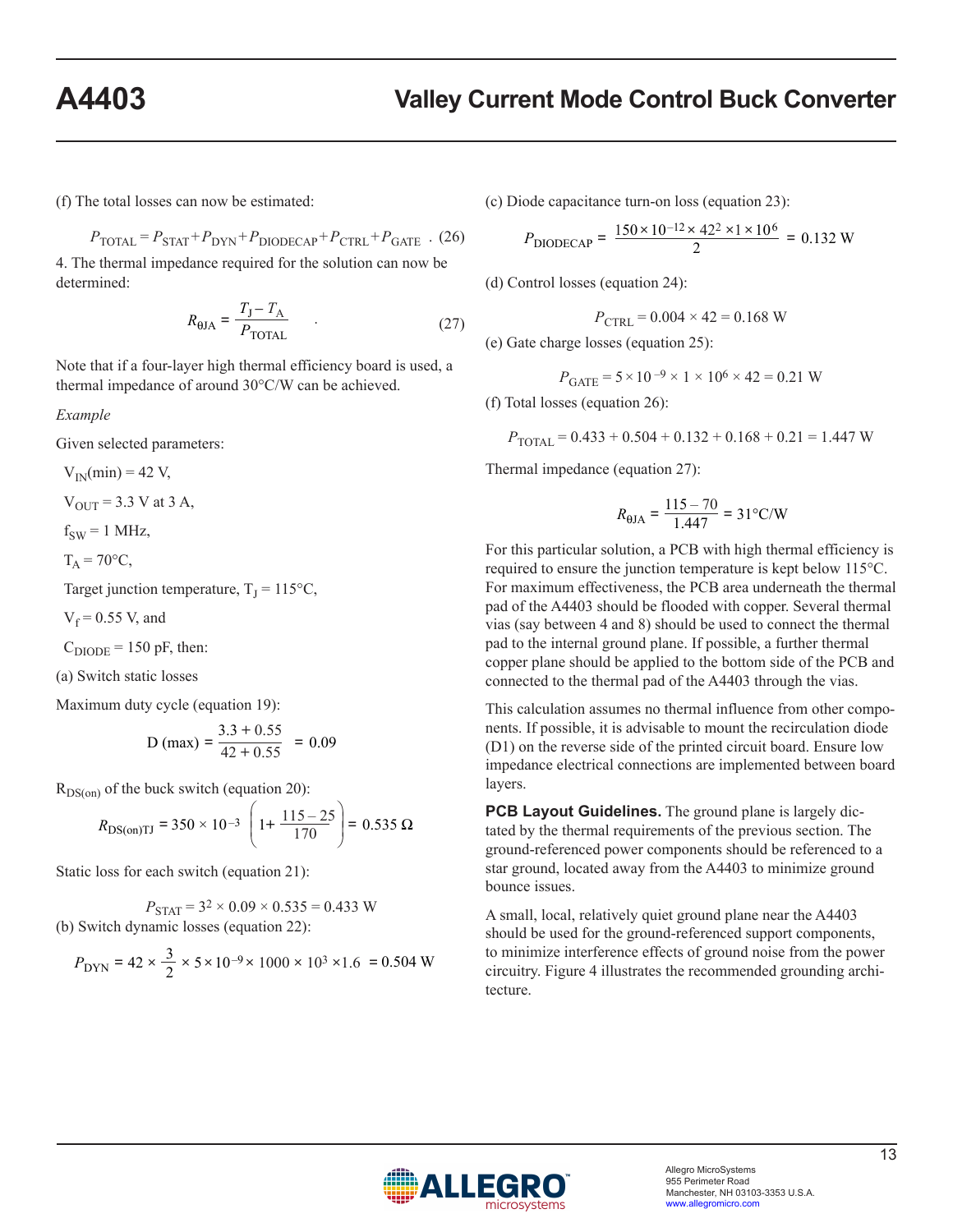(f) The total losses can now be estimated:

$$P_{TOTAL} = P_{STAT} + P_{DYN} + P_{DIODECAP} + P_{CTRL} + P_{GATE} \quad (26)$$

4. The thermal impedance required for the solution can now be determined:

$$R_{\theta JA} = \frac{T_J - T_A}{P_{TOTAL}} \quad (27)$$

Note that if a four-layer high thermal efficiency board is used, a thermal impedance of around 30°C/W can be achieved.

*Example*

Given selected parameters:

$V_{IN}(min) = 42$ V,

$V_{OUT} = 3.3$ V at 3 A,

$f_{SW} = 1$ MHz,

$T_A = 70$°C,

Target junction temperature, $T_J = 115$°C,

$V_f = 0.55$ V, and

$C_{DIODE} = 150$ pF, then:

(a) Switch static losses

Maximum duty cycle (equation 19):

$$D\ (max) = \frac{3.3 + 0.55}{42 + 0.55} = 0.09$$

$R_{DS(on)}$ of the buck switch (equation 20):

$$R_{DS(on)TJ} = 350 \times 10^{-3} \left(1 + \frac{115 - 25}{170}\right) = 0.535\ \Omega$$

Static loss for each switch (equation 21):

$$P_{STAT} = 3^2 \times 0.09 \times 0.535 = 0.433 \text{ W}$$

(b) Switch dynamic losses (equation 22):

$$P_{DYN} = 42 \times \frac{3}{2} \times 5 \times 10^{-9} \times 1000 \times 10^3 \times 1.6 = 0.504 \text{ W}$$

(c) Diode capacitance turn-on loss (equation 23):

$$P_{DIODECAP} = \frac{150 \times 10^{-12} \times 42^2 \times 1 \times 10^6}{2} = 0.132 \text{ W}$$

(d) Control losses (equation 24):

$$P_{CTRL} = 0.004 \times 42 = 0.168 \text{ W}$$

(e) Gate charge losses (equation 25):

$$P_{GATE} = 5 \times 10^{-9} \times 1 \times 10^6 \times 42 = 0.21 \text{ W}$$

(f) Total losses (equation 26):

$$P_{TOTAL} = 0.433 + 0.504 + 0.132 + 0.168 + 0.21 = 1.447 \text{ W}$$

Thermal impedance (equation 27):

$$R_{\theta JA} = \frac{115 - 70}{1.447} = 31\text{°C/W}$$

For this particular solution, a PCB with high thermal efficiency is required to ensure the junction temperature is kept below 115°C. For maximum effectiveness, the PCB area underneath the thermal pad of the A4403 should be flooded with copper. Several thermal vias (say between 4 and 8) should be used to connect the thermal pad to the internal ground plane. If possible, a further thermal copper plane should be applied to the bottom side of the PCB and connected to the thermal pad of the A4403 through the vias.

This calculation assumes no thermal influence from other components. If possible, it is advisable to mount the recirculation diode (D1) on the reverse side of the printed circuit board. Ensure low impedance electrical connections are implemented between board layers.

**PCB Layout Guidelines.** The ground plane is largely dictated by the thermal requirements of the previous section. The ground-referenced power components should be referenced to a star ground, located away from the A4403 to minimize ground bounce issues.

A small, local, relatively quiet ground plane near the A4403 should be used for the ground-referenced support components, to minimize interference effects of ground noise from the power circuitry. Figure 4 illustrates the recommended grounding architecture.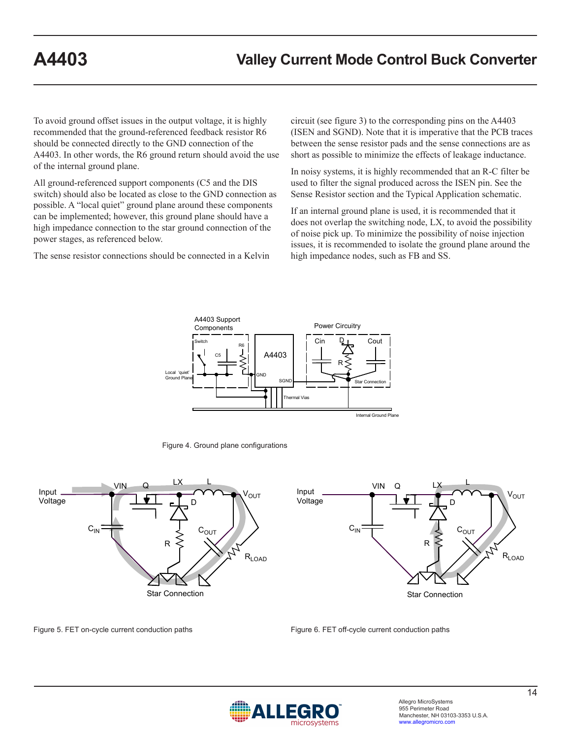To avoid ground offset issues in the output voltage, it is highly recommended that the ground-referenced feedback resistor R6 should be connected directly to the GND connection of the A4403. In other words, the R6 ground return should avoid the use of the internal ground plane.

All ground-referenced support components (C5 and the DIS switch) should also be located as close to the GND connection as possible. A "local quiet" ground plane around these components can be implemented; however, this ground plane should have a high impedance connection to the star ground connection of the power stages, as referenced below.

The sense resistor connections should be connected in a Kelvin circuit (see figure 3) to the corresponding pins on the A4403 (ISEN and SGND). Note that it is imperative that the PCB traces between the sense resistor pads and the sense connections are as short as possible to minimize the effects of leakage inductance.

In noisy systems, it is highly recommended that an R-C filter be used to filter the signal produced across the ISEN pin. See the Sense Resistor section and the Typical Application schematic.

If an internal ground plane is used, it is recommended that it does not overlap the switching node, LX, to avoid the possibility of noise pick up. To minimize the possibility of noise injection issues, it is recommended to isolate the ground plane around the high impedance nodes, such as FB and SS.

Figure 4. Ground plane configurations

Figure 5. FET on-cycle current conduction paths

Figure 6. FET off-cycle current conduction paths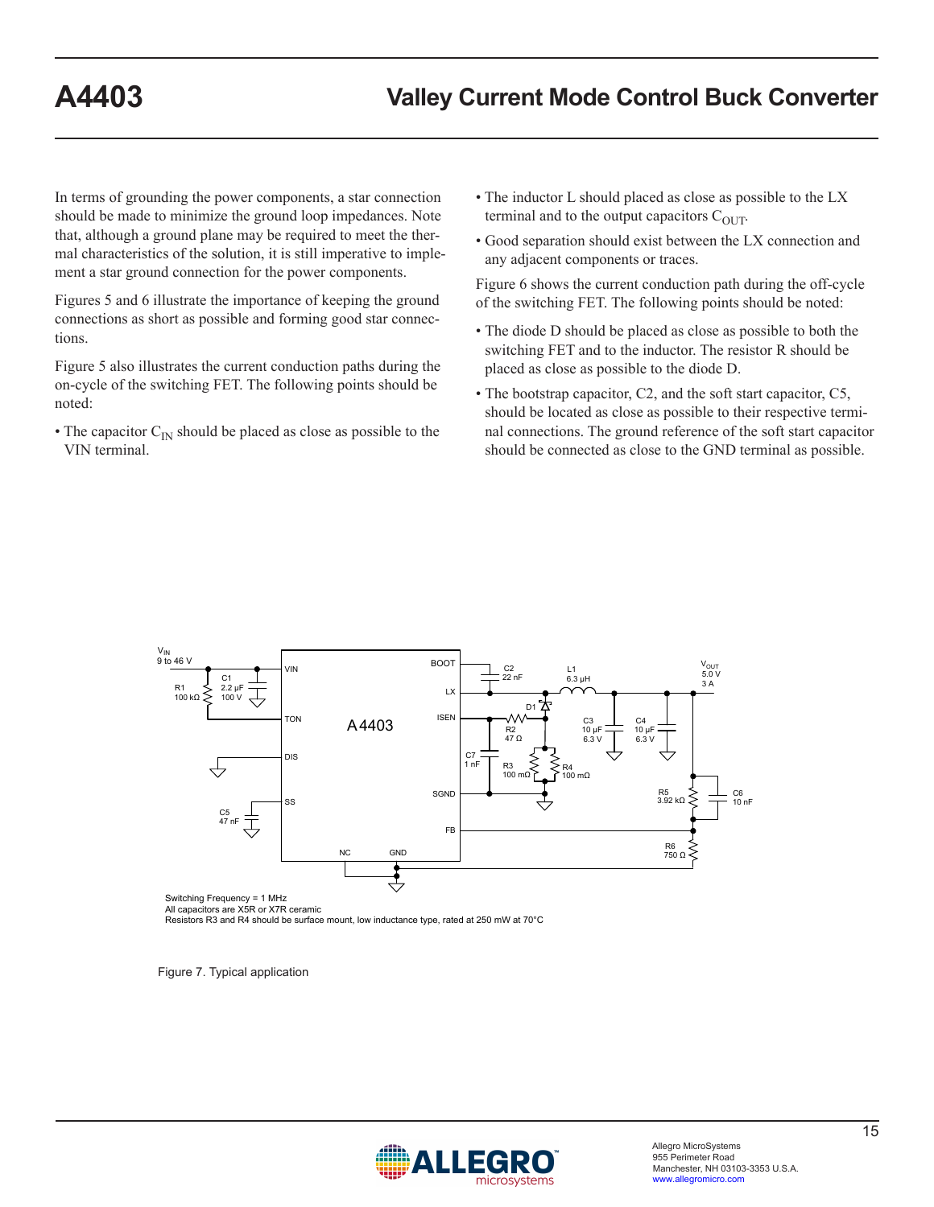In terms of grounding the power components, a star connection should be made to minimize the ground loop impedances. Note that, although a ground plane may be required to meet the thermal characteristics of the solution, it is still imperative to implement a star ground connection for the power components.

Figures 5 and 6 illustrate the importance of keeping the ground connections as short as possible and forming good star connections.

Figure 5 also illustrates the current conduction paths during the on-cycle of the switching FET. The following points should be noted:

- The capacitor $C_{IN}$ should be placed as close as possible to the VIN terminal.
- The inductor L should placed as close as possible to the LX terminal and to the output capacitors $C_{OUT}$.
- Good separation should exist between the LX connection and any adjacent components or traces.

Figure 6 shows the current conduction path during the off-cycle of the switching FET. The following points should be noted:

- The diode D should be placed as close as possible to both the switching FET and to the inductor. The resistor R should be placed as close as possible to the diode D.
- The bootstrap capacitor, C2, and the soft start capacitor, C5, should be located as close as possible to their respective terminal connections. The ground reference of the soft start capacitor should be connected as close to the GND terminal as possible.

Switching Frequency = 1 MHz
All capacitors are X5R or X7R ceramic
Resistors R3 and R4 should be surface mount, low inductance type, rated at 250 mW at 70°C

Figure 7. Typical application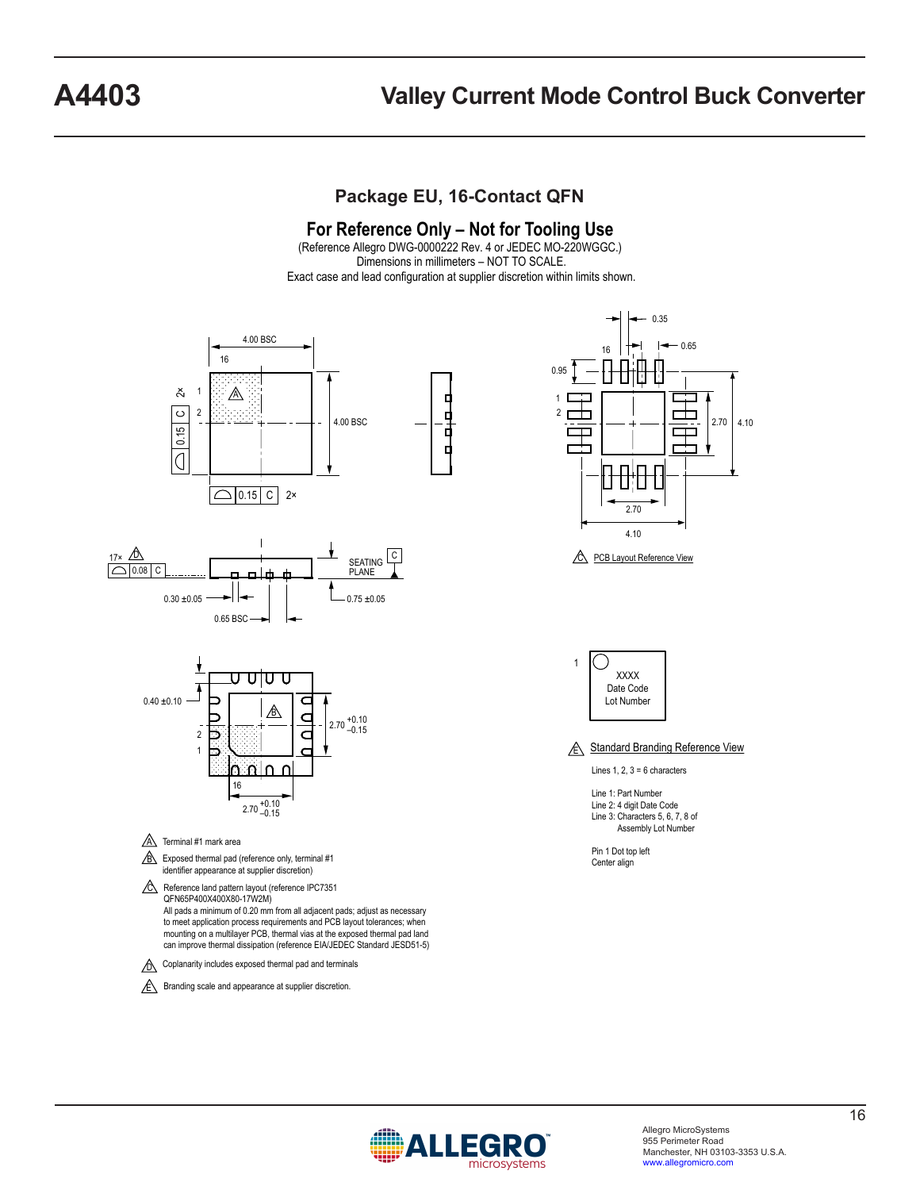## Package EU, 16-Contact QFN

### For Reference Only – Not for Tooling Use

(Reference Allegro DWG-0000222 Rev. 4 or JEDEC MO-220WGGC.)
Dimensions in millimeters – NOT TO SCALE.
Exact case and lead configuration at supplier discretion within limits shown.

4.00 BSC

16

1

2

4.00 BSC

0.15 C 2×

17× D 0.08 C

SEATING PLANE C

0.30 ±0.05

0.65 BSC

0.75 ±0.05

0.40 ±0.10

2.70 +0.10/–0.15

2

1

16

2.70 +0.10/–0.15

0.35

0.65

16

0.95

1

2

2.70

4.10

2.70

4.10

C PCB Layout Reference View

1

XXXX
Date Code
Lot Number

E Standard Branding Reference View

Lines 1, 2, 3 = 6 characters

Line 1: Part Number
Line 2: 4 digit Date Code
Line 3: Characters 5, 6, 7, 8 of Assembly Lot Number

Pin 1 Dot top left
Center align

A Terminal #1 mark area

B Exposed thermal pad (reference only, terminal #1 identifier appearance at supplier discretion)

C Reference land pattern layout (reference IPC7351 QFN65P400X400X80-17W2M)
All pads a minimum of 0.20 mm from all adjacent pads; adjust as necessary to meet application process requirements and PCB layout tolerances; when mounting on a multilayer PCB, thermal vias at the exposed thermal pad land can improve thermal dissipation (reference EIA/JEDEC Standard JESD51-5)

D Coplanarity includes exposed thermal pad and terminals

E Branding scale and appearance at supplier discretion.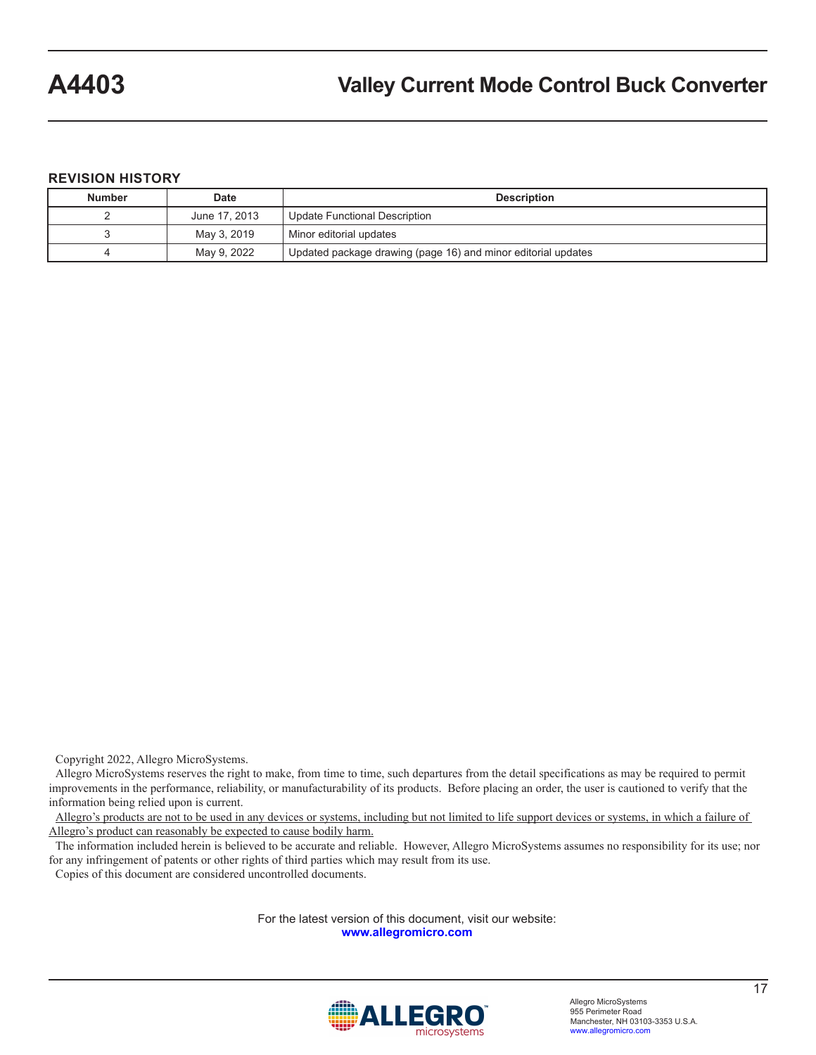## REVISION HISTORY

| Number | Date | Description |
|---|---|---|
| 2 | June 17, 2013 | Update Functional Description |
| 3 | May 3, 2019 | Minor editorial updates |
| 4 | May 9, 2022 | Updated package drawing (page 16) and minor editorial updates |

Copyright 2022, Allegro MicroSystems.

Allegro MicroSystems reserves the right to make, from time to time, such departures from the detail specifications as may be required to permit improvements in the performance, reliability, or manufacturability of its products. Before placing an order, the user is cautioned to verify that the information being relied upon is current.

Allegro's products are not to be used in any devices or systems, including but not limited to life support devices or systems, in which a failure of Allegro's product can reasonably be expected to cause bodily harm.

The information included herein is believed to be accurate and reliable. However, Allegro MicroSystems assumes no responsibility for its use; nor for any infringement of patents or other rights of third parties which may result from its use.

Copies of this document are considered uncontrolled documents.

For the latest version of this document, visit our website:
**www.allegromicro.com**